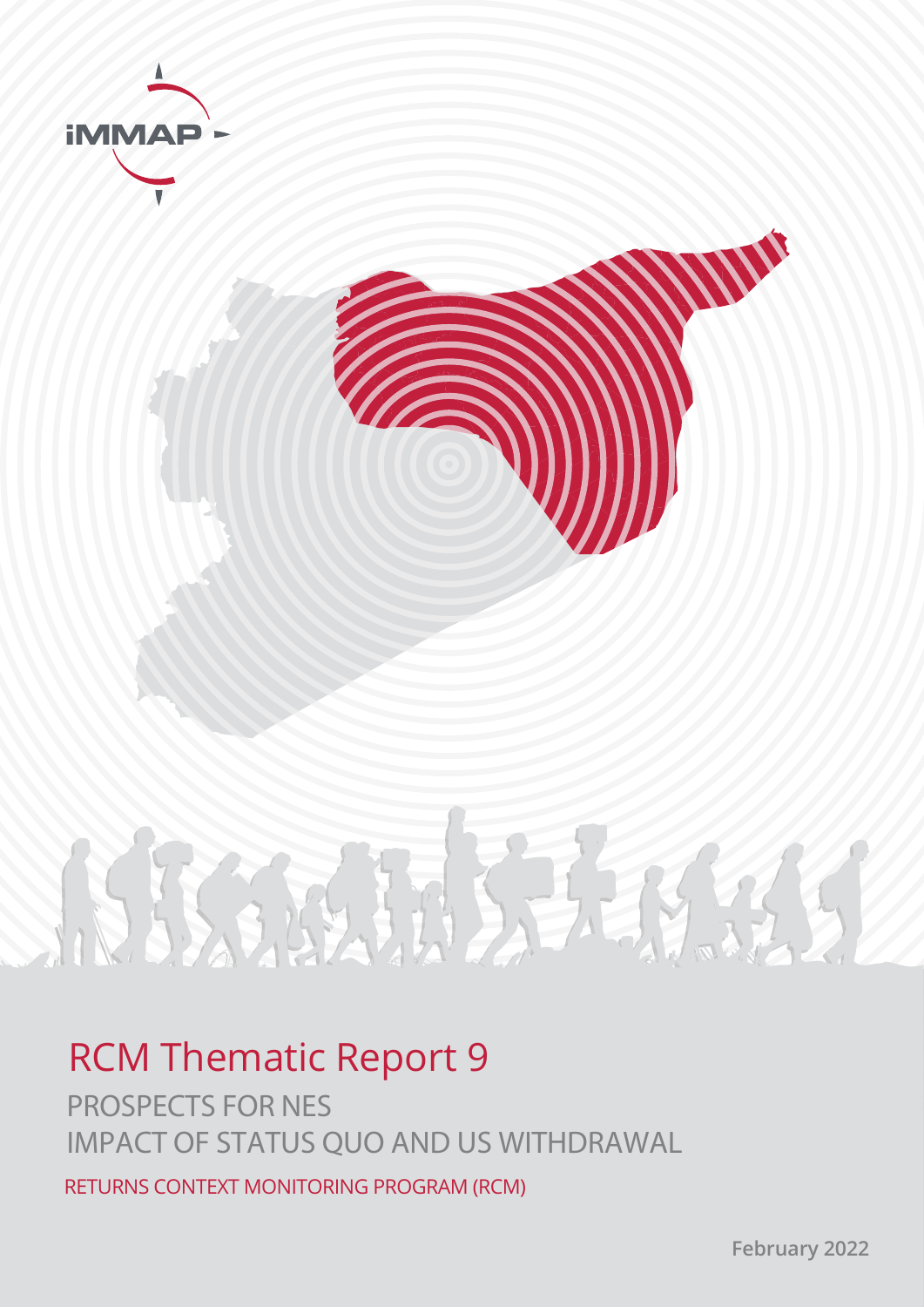iMMAP

# RCM Thematic Report 9

## PROSPECTS FOR NES
## IMPACT OF STATUS QUO AND US WITHDRAWAL

RETURNS CONTEXT MONITORING PROGRAM (RCM)

February 2022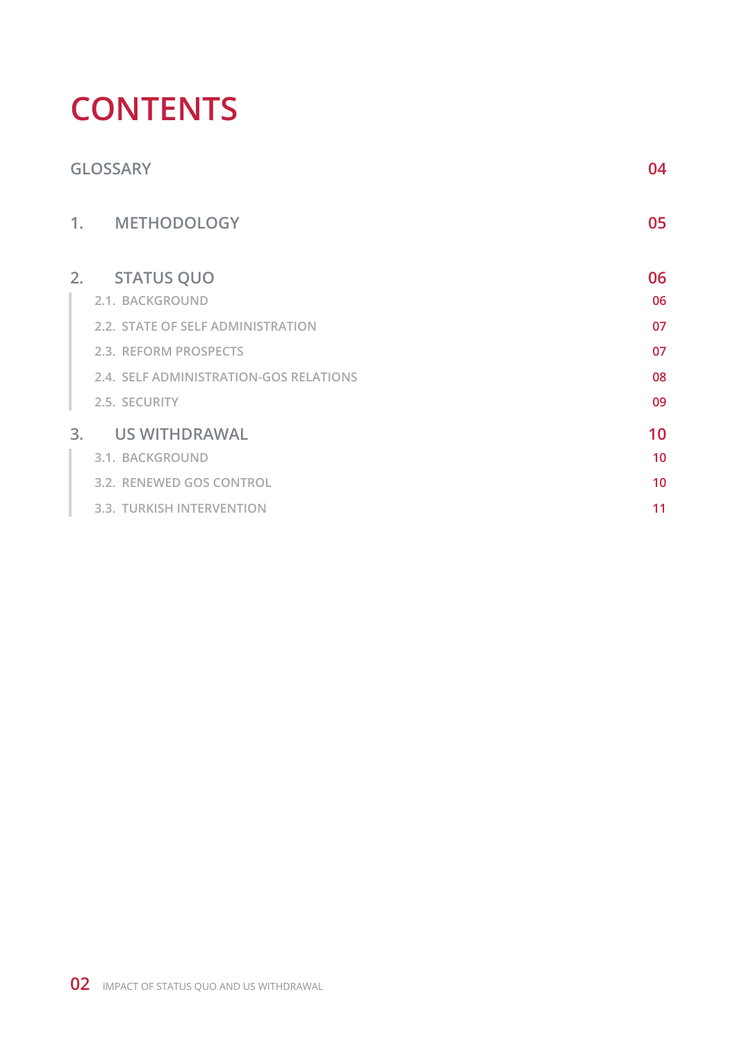# CONTENTS

| | |
|---|---|
| GLOSSARY | 04 |
| 1. METHODOLOGY | 05 |
| 2. STATUS QUO | 06 |
| 2.1. BACKGROUND | 06 |
| 2.2. STATE OF SELF ADMINISTRATION | 07 |
| 2.3. REFORM PROSPECTS | 07 |
| 2.4. SELF ADMINISTRATION-GOS RELATIONS | 08 |
| 2.5. SECURITY | 09 |
| 3. US WITHDRAWAL | 10 |
| 3.1. BACKGROUND | 10 |
| 3.2. RENEWED GOS CONTROL | 10 |
| 3.3. TURKISH INTERVENTION | 11 |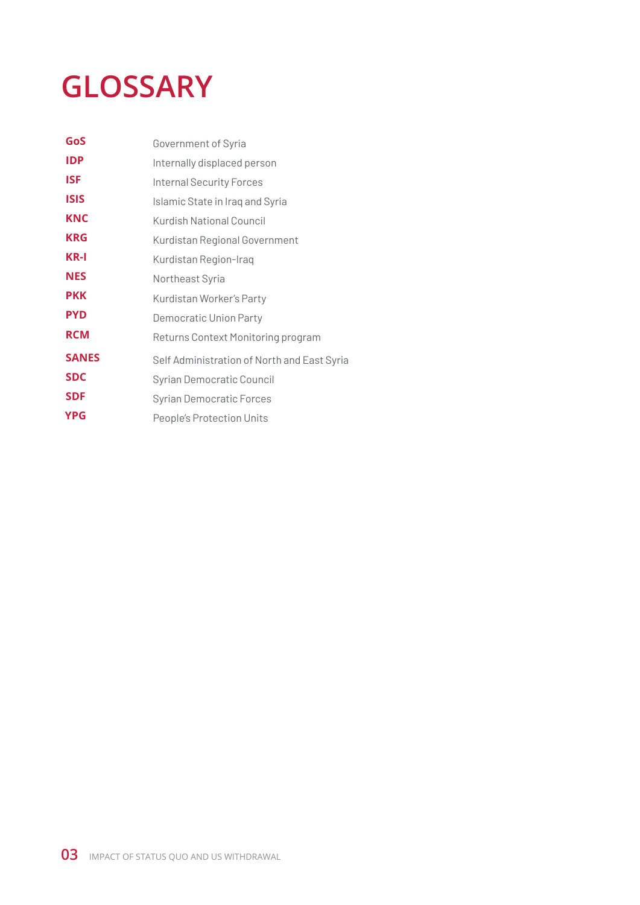# GLOSSARY

| | |
|---|---|
| **GoS** | Government of Syria |
| **IDP** | Internally displaced person |
| **ISF** | Internal Security Forces |
| **ISIS** | Islamic State in Iraq and Syria |
| **KNC** | Kurdish National Council |
| **KRG** | Kurdistan Regional Government |
| **KR-I** | Kurdistan Region-Iraq |
| **NES** | Northeast Syria |
| **PKK** | Kurdistan Worker's Party |
| **PYD** | Democratic Union Party |
| **RCM** | Returns Context Monitoring program |
| **SANES** | Self Administration of North and East Syria |
| **SDC** | Syrian Democratic Council |
| **SDF** | Syrian Democratic Forces |
| **YPG** | People's Protection Units |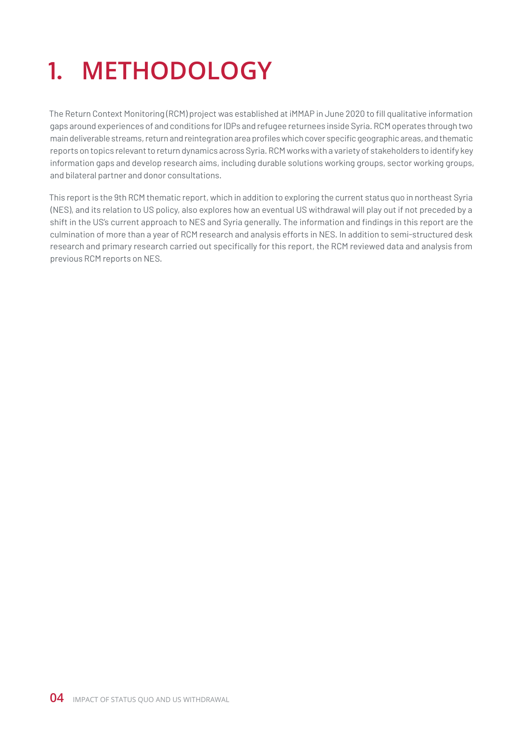# 1. METHODOLOGY

The Return Context Monitoring (RCM) project was established at iMMAP in June 2020 to fill qualitative information gaps around experiences of and conditions for IDPs and refugee returnees inside Syria. RCM operates through two main deliverable streams, return and reintegration area profiles which cover specific geographic areas, and thematic reports on topics relevant to return dynamics across Syria. RCM works with a variety of stakeholders to identify key information gaps and develop research aims, including durable solutions working groups, sector working groups, and bilateral partner and donor consultations.

This report is the 9th RCM thematic report, which in addition to exploring the current status quo in northeast Syria (NES), and its relation to US policy, also explores how an eventual US withdrawal will play out if not preceded by a shift in the US's current approach to NES and Syria generally. The information and findings in this report are the culmination of more than a year of RCM research and analysis efforts in NES. In addition to semi-structured desk research and primary research carried out specifically for this report, the RCM reviewed data and analysis from previous RCM reports on NES.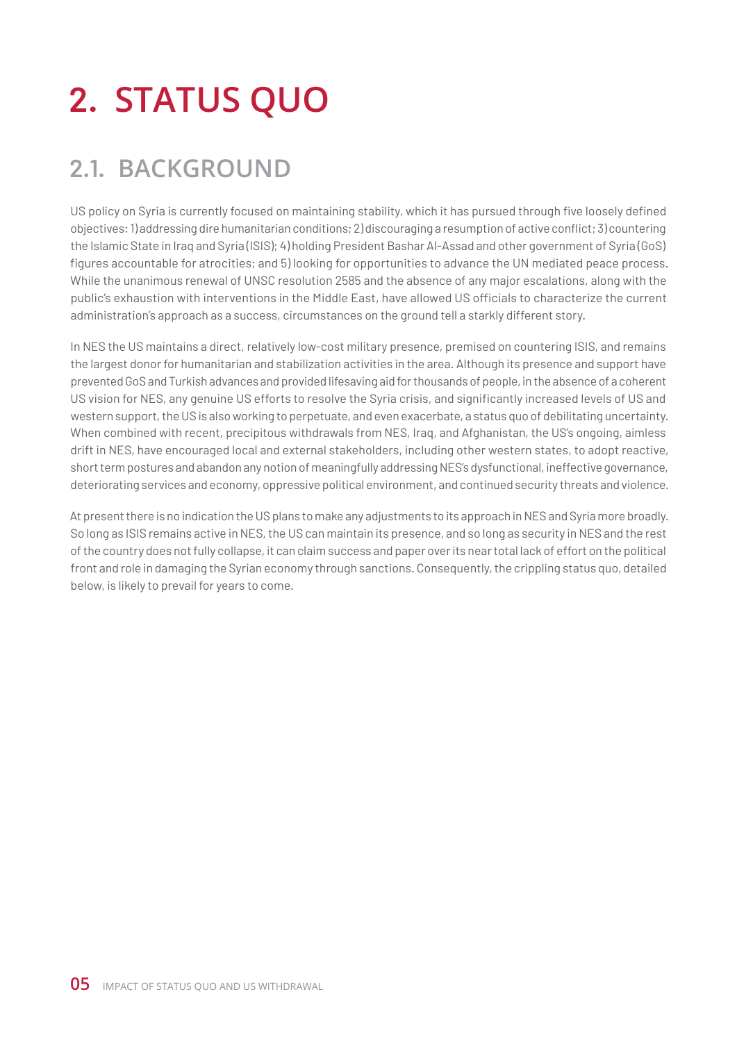# 2. STATUS QUO

## 2.1. BACKGROUND

US policy on Syria is currently focused on maintaining stability, which it has pursued through five loosely defined objectives: 1) addressing dire humanitarian conditions; 2) discouraging a resumption of active conflict; 3) countering the Islamic State in Iraq and Syria (ISIS); 4) holding President Bashar Al-Assad and other government of Syria (GoS) figures accountable for atrocities; and 5) looking for opportunities to advance the UN mediated peace process. While the unanimous renewal of UNSC resolution 2585 and the absence of any major escalations, along with the public's exhaustion with interventions in the Middle East, have allowed US officials to characterize the current administration's approach as a success, circumstances on the ground tell a starkly different story.

In NES the US maintains a direct, relatively low-cost military presence, premised on countering ISIS, and remains the largest donor for humanitarian and stabilization activities in the area. Although its presence and support have prevented GoS and Turkish advances and provided lifesaving aid for thousands of people, in the absence of a coherent US vision for NES, any genuine US efforts to resolve the Syria crisis, and significantly increased levels of US and western support, the US is also working to perpetuate, and even exacerbate, a status quo of debilitating uncertainty. When combined with recent, precipitous withdrawals from NES, Iraq, and Afghanistan, the US's ongoing, aimless drift in NES, have encouraged local and external stakeholders, including other western states, to adopt reactive, short term postures and abandon any notion of meaningfully addressing NES's dysfunctional, ineffective governance, deteriorating services and economy, oppressive political environment, and continued security threats and violence.

At present there is no indication the US plans to make any adjustments to its approach in NES and Syria more broadly. So long as ISIS remains active in NES, the US can maintain its presence, and so long as security in NES and the rest of the country does not fully collapse, it can claim success and paper over its near total lack of effort on the political front and role in damaging the Syrian economy through sanctions. Consequently, the crippling status quo, detailed below, is likely to prevail for years to come.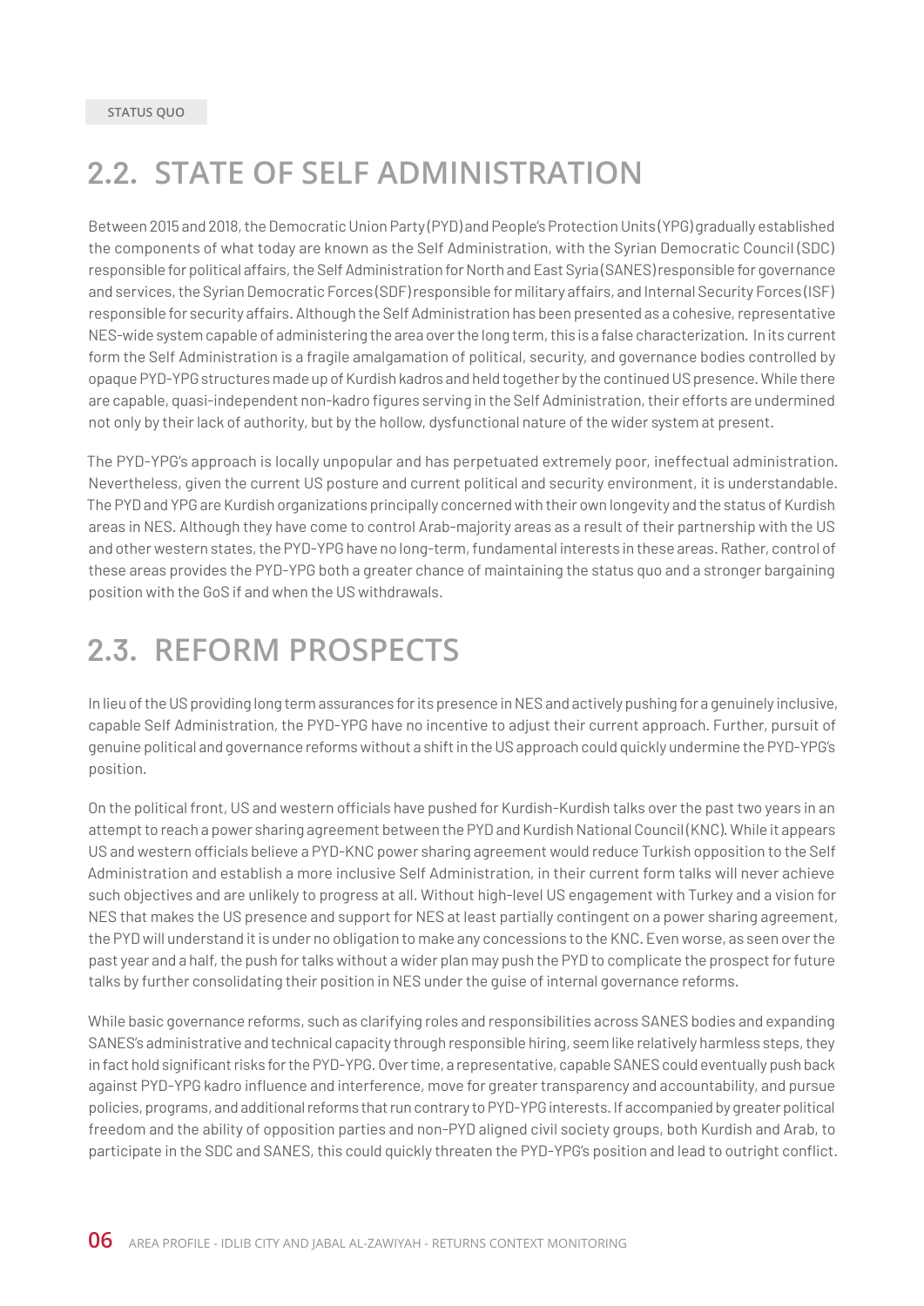STATUS QUO

## 2.2. STATE OF SELF ADMINISTRATION

Between 2015 and 2018, the Democratic Union Party (PYD) and People's Protection Units (YPG) gradually established the components of what today are known as the Self Administration, with the Syrian Democratic Council (SDC) responsible for political affairs, the Self Administration for North and East Syria (SANES) responsible for governance and services, the Syrian Democratic Forces (SDF) responsible for military affairs, and Internal Security Forces (ISF) responsible for security affairs. Although the Self Administration has been presented as a cohesive, representative NES-wide system capable of administering the area over the long term, this is a false characterization. In its current form the Self Administration is a fragile amalgamation of political, security, and governance bodies controlled by opaque PYD-YPG structures made up of Kurdish kadros and held together by the continued US presence. While there are capable, quasi-independent non-kadro figures serving in the Self Administration, their efforts are undermined not only by their lack of authority, but by the hollow, dysfunctional nature of the wider system at present.

The PYD-YPG's approach is locally unpopular and has perpetuated extremely poor, ineffectual administration. Nevertheless, given the current US posture and current political and security environment, it is understandable. The PYD and YPG are Kurdish organizations principally concerned with their own longevity and the status of Kurdish areas in NES. Although they have come to control Arab-majority areas as a result of their partnership with the US and other western states, the PYD-YPG have no long-term, fundamental interests in these areas. Rather, control of these areas provides the PYD-YPG both a greater chance of maintaining the status quo and a stronger bargaining position with the GoS if and when the US withdrawals.

## 2.3. REFORM PROSPECTS

In lieu of the US providing long term assurances for its presence in NES and actively pushing for a genuinely inclusive, capable Self Administration, the PYD-YPG have no incentive to adjust their current approach. Further, pursuit of genuine political and governance reforms without a shift in the US approach could quickly undermine the PYD-YPG's position.

On the political front, US and western officials have pushed for Kurdish-Kurdish talks over the past two years in an attempt to reach a power sharing agreement between the PYD and Kurdish National Council (KNC). While it appears US and western officials believe a PYD-KNC power sharing agreement would reduce Turkish opposition to the Self Administration and establish a more inclusive Self Administration, in their current form talks will never achieve such objectives and are unlikely to progress at all. Without high-level US engagement with Turkey and a vision for NES that makes the US presence and support for NES at least partially contingent on a power sharing agreement, the PYD will understand it is under no obligation to make any concessions to the KNC. Even worse, as seen over the past year and a half, the push for talks without a wider plan may push the PYD to complicate the prospect for future talks by further consolidating their position in NES under the guise of internal governance reforms.

While basic governance reforms, such as clarifying roles and responsibilities across SANES bodies and expanding SANES's administrative and technical capacity through responsible hiring, seem like relatively harmless steps, they in fact hold significant risks for the PYD-YPG. Over time, a representative, capable SANES could eventually push back against PYD-YPG kadro influence and interference, move for greater transparency and accountability, and pursue policies, programs, and additional reforms that run contrary to PYD-YPG interests. If accompanied by greater political freedom and the ability of opposition parties and non-PYD aligned civil society groups, both Kurdish and Arab, to participate in the SDC and SANES, this could quickly threaten the PYD-YPG's position and lead to outright conflict.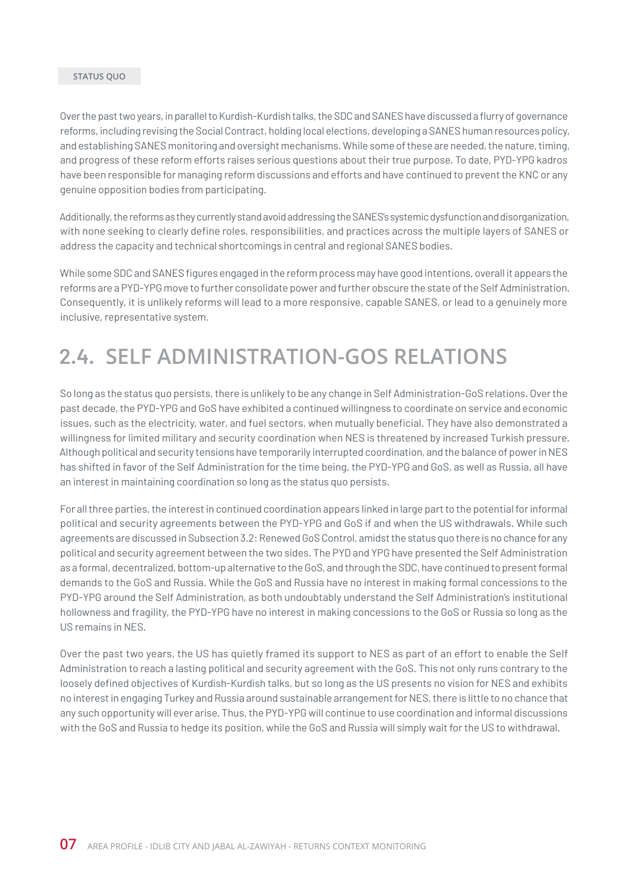STATUS QUO

Over the past two years, in parallel to Kurdish-Kurdish talks, the SDC and SANES have discussed a flurry of governance reforms, including revising the Social Contract, holding local elections, developing a SANES human resources policy, and establishing SANES monitoring and oversight mechanisms. While some of these are needed, the nature, timing, and progress of these reform efforts raises serious questions about their true purpose. To date, PYD-YPG kadros have been responsible for managing reform discussions and efforts and have continued to prevent the KNC or any genuine opposition bodies from participating.

Additionally, the reforms as they currently stand avoid addressing the SANES's systemic dysfunction and disorganization, with none seeking to clearly define roles, responsibilities, and practices across the multiple layers of SANES or address the capacity and technical shortcomings in central and regional SANES bodies.

While some SDC and SANES figures engaged in the reform process may have good intentions, overall it appears the reforms are a PYD-YPG move to further consolidate power and further obscure the state of the Self Administration. Consequently, it is unlikely reforms will lead to a more responsive, capable SANES, or lead to a genuinely more inclusive, representative system.

## 2.4. SELF ADMINISTRATION-GOS RELATIONS

So long as the status quo persists, there is unlikely to be any change in Self Administration-GoS relations. Over the past decade, the PYD-YPG and GoS have exhibited a continued willingness to coordinate on service and economic issues, such as the electricity, water, and fuel sectors, when mutually beneficial. They have also demonstrated a willingness for limited military and security coordination when NES is threatened by increased Turkish pressure. Although political and security tensions have temporarily interrupted coordination, and the balance of power in NES has shifted in favor of the Self Administration for the time being, the PYD-YPG and GoS, as well as Russia, all have an interest in maintaining coordination so long as the status quo persists.

For all three parties, the interest in continued coordination appears linked in large part to the potential for informal political and security agreements between the PYD-YPG and GoS if and when the US withdrawals. While such agreements are discussed in Subsection 3.2: Renewed GoS Control, amidst the status quo there is no chance for any political and security agreement between the two sides. The PYD and YPG have presented the Self Administration as a formal, decentralized, bottom-up alternative to the GoS, and through the SDC, have continued to present formal demands to the GoS and Russia. While the GoS and Russia have no interest in making formal concessions to the PYD-YPG around the Self Administration, as both undoubtably understand the Self Administration's institutional hollowness and fragility, the PYD-YPG have no interest in making concessions to the GoS or Russia so long as the US remains in NES.

Over the past two years, the US has quietly framed its support to NES as part of an effort to enable the Self Administration to reach a lasting political and security agreement with the GoS. This not only runs contrary to the loosely defined objectives of Kurdish-Kurdish talks, but so long as the US presents no vision for NES and exhibits no interest in engaging Turkey and Russia around sustainable arrangement for NES, there is little to no chance that any such opportunity will ever arise. Thus, the PYD-YPG will continue to use coordination and informal discussions with the GoS and Russia to hedge its position, while the GoS and Russia will simply wait for the US to withdrawal.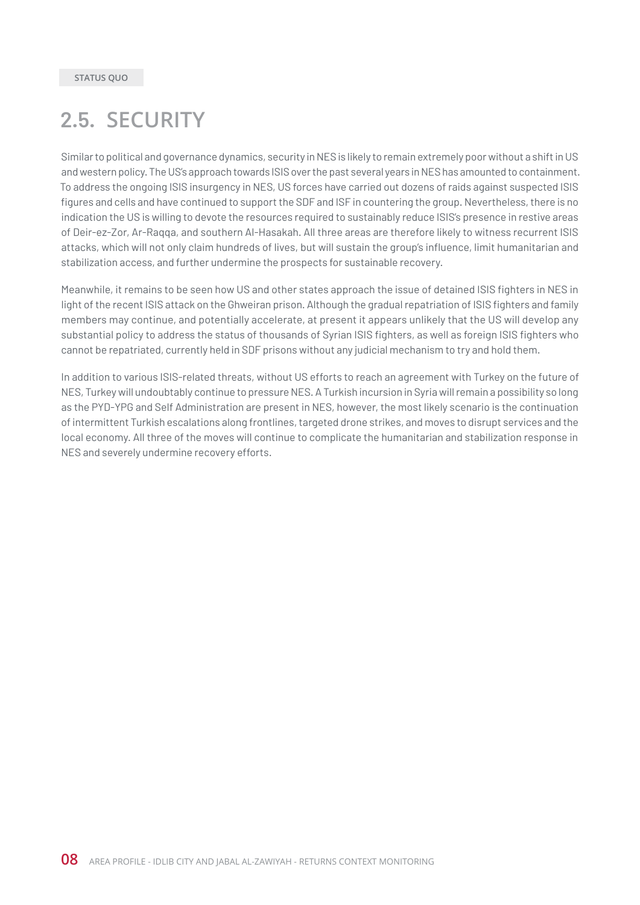STATUS QUO

## 2.5. SECURITY

Similar to political and governance dynamics, security in NES is likely to remain extremely poor without a shift in US and western policy. The US's approach towards ISIS over the past several years in NES has amounted to containment. To address the ongoing ISIS insurgency in NES, US forces have carried out dozens of raids against suspected ISIS figures and cells and have continued to support the SDF and ISF in countering the group. Nevertheless, there is no indication the US is willing to devote the resources required to sustainably reduce ISIS's presence in restive areas of Deir-ez-Zor, Ar-Raqqa, and southern Al-Hasakah. All three areas are therefore likely to witness recurrent ISIS attacks, which will not only claim hundreds of lives, but will sustain the group's influence, limit humanitarian and stabilization access, and further undermine the prospects for sustainable recovery.

Meanwhile, it remains to be seen how US and other states approach the issue of detained ISIS fighters in NES in light of the recent ISIS attack on the Ghweiran prison. Although the gradual repatriation of ISIS fighters and family members may continue, and potentially accelerate, at present it appears unlikely that the US will develop any substantial policy to address the status of thousands of Syrian ISIS fighters, as well as foreign ISIS fighters who cannot be repatriated, currently held in SDF prisons without any judicial mechanism to try and hold them.

In addition to various ISIS-related threats, without US efforts to reach an agreement with Turkey on the future of NES, Turkey will undoubtably continue to pressure NES. A Turkish incursion in Syria will remain a possibility so long as the PYD-YPG and Self Administration are present in NES, however, the most likely scenario is the continuation of intermittent Turkish escalations along frontlines, targeted drone strikes, and moves to disrupt services and the local economy. All three of the moves will continue to complicate the humanitarian and stabilization response in NES and severely undermine recovery efforts.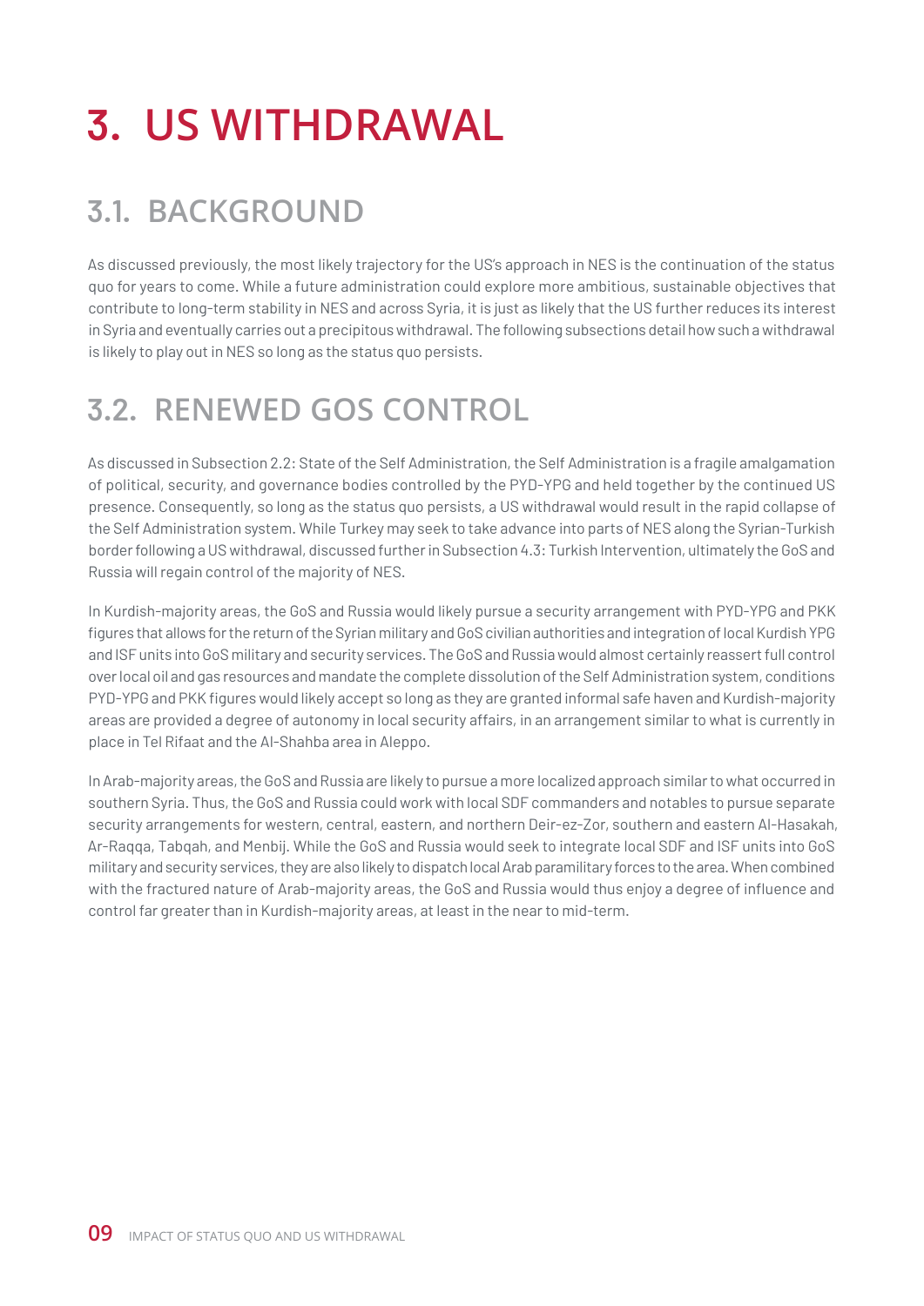# 3. US WITHDRAWAL

## 3.1. BACKGROUND

As discussed previously, the most likely trajectory for the US's approach in NES is the continuation of the status quo for years to come. While a future administration could explore more ambitious, sustainable objectives that contribute to long-term stability in NES and across Syria, it is just as likely that the US further reduces its interest in Syria and eventually carries out a precipitous withdrawal. The following subsections detail how such a withdrawal is likely to play out in NES so long as the status quo persists.

## 3.2. RENEWED GOS CONTROL

As discussed in Subsection 2.2: State of the Self Administration, the Self Administration is a fragile amalgamation of political, security, and governance bodies controlled by the PYD-YPG and held together by the continued US presence. Consequently, so long as the status quo persists, a US withdrawal would result in the rapid collapse of the Self Administration system. While Turkey may seek to take advance into parts of NES along the Syrian-Turkish border following a US withdrawal, discussed further in Subsection 4.3: Turkish Intervention, ultimately the GoS and Russia will regain control of the majority of NES.

In Kurdish-majority areas, the GoS and Russia would likely pursue a security arrangement with PYD-YPG and PKK figures that allows for the return of the Syrian military and GoS civilian authorities and integration of local Kurdish YPG and ISF units into GoS military and security services. The GoS and Russia would almost certainly reassert full control over local oil and gas resources and mandate the complete dissolution of the Self Administration system, conditions PYD-YPG and PKK figures would likely accept so long as they are granted informal safe haven and Kurdish-majority areas are provided a degree of autonomy in local security affairs, in an arrangement similar to what is currently in place in Tel Rifaat and the Al-Shahba area in Aleppo.

In Arab-majority areas, the GoS and Russia are likely to pursue a more localized approach similar to what occurred in southern Syria. Thus, the GoS and Russia could work with local SDF commanders and notables to pursue separate security arrangements for western, central, eastern, and northern Deir-ez-Zor, southern and eastern Al-Hasakah, Ar-Raqqa, Tabqah, and Menbij. While the GoS and Russia would seek to integrate local SDF and ISF units into GoS military and security services, they are also likely to dispatch local Arab paramilitary forces to the area. When combined with the fractured nature of Arab-majority areas, the GoS and Russia would thus enjoy a degree of influence and control far greater than in Kurdish-majority areas, at least in the near to mid-term.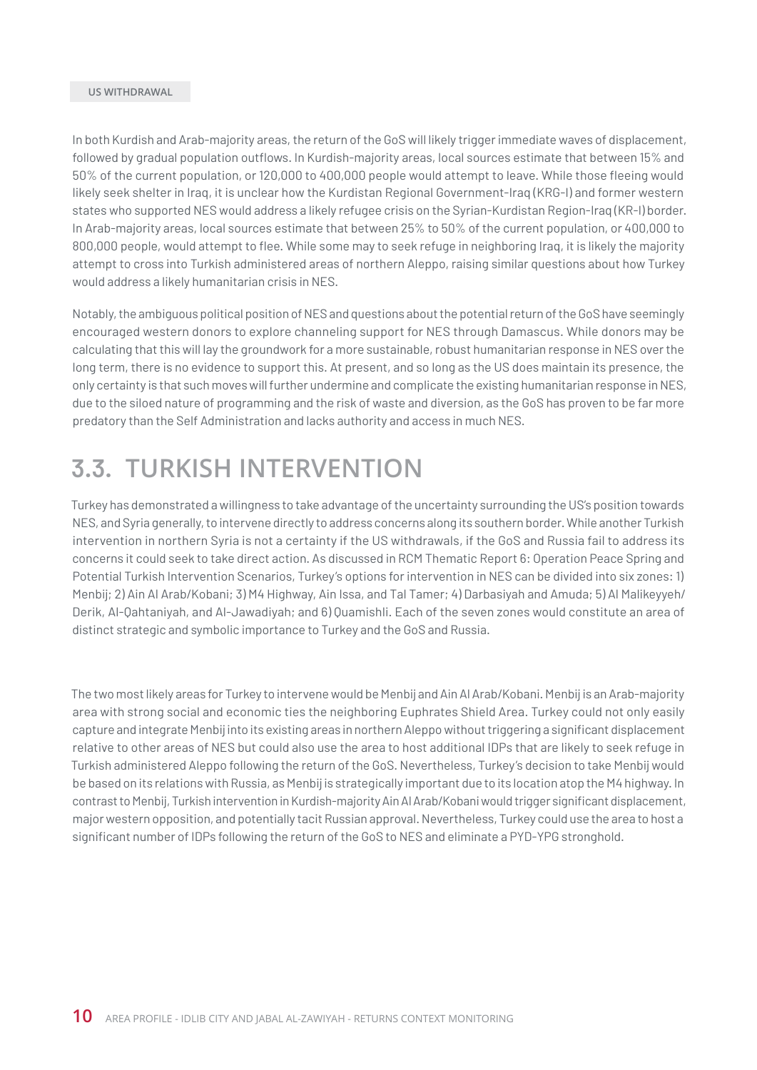US WITHDRAWAL

In both Kurdish and Arab-majority areas, the return of the GoS will likely trigger immediate waves of displacement, followed by gradual population outflows. In Kurdish-majority areas, local sources estimate that between 15% and 50% of the current population, or 120,000 to 400,000 people would attempt to leave. While those fleeing would likely seek shelter in Iraq, it is unclear how the Kurdistan Regional Government-Iraq (KRG-I) and former western states who supported NES would address a likely refugee crisis on the Syrian-Kurdistan Region-Iraq (KR-I) border. In Arab-majority areas, local sources estimate that between 25% to 50% of the current population, or 400,000 to 800,000 people, would attempt to flee. While some may to seek refuge in neighboring Iraq, it is likely the majority attempt to cross into Turkish administered areas of northern Aleppo, raising similar questions about how Turkey would address a likely humanitarian crisis in NES.

Notably, the ambiguous political position of NES and questions about the potential return of the GoS have seemingly encouraged western donors to explore channeling support for NES through Damascus. While donors may be calculating that this will lay the groundwork for a more sustainable, robust humanitarian response in NES over the long term, there is no evidence to support this. At present, and so long as the US does maintain its presence, the only certainty is that such moves will further undermine and complicate the existing humanitarian response in NES, due to the siloed nature of programming and the risk of waste and diversion, as the GoS has proven to be far more predatory than the Self Administration and lacks authority and access in much NES.

## 3.3. TURKISH INTERVENTION

Turkey has demonstrated a willingness to take advantage of the uncertainty surrounding the US's position towards NES, and Syria generally, to intervene directly to address concerns along its southern border. While another Turkish intervention in northern Syria is not a certainty if the US withdrawals, if the GoS and Russia fail to address its concerns it could seek to take direct action. As discussed in RCM Thematic Report 6: Operation Peace Spring and Potential Turkish Intervention Scenarios, Turkey's options for intervention in NES can be divided into six zones: 1) Menbij; 2) Ain Al Arab/Kobani; 3) M4 Highway, Ain Issa, and Tal Tamer; 4) Darbasiyah and Amuda; 5) Al Malikeyyeh/Derik, Al-Qahtaniyah, and Al-Jawadiyah; and 6) Quamishli. Each of the seven zones would constitute an area of distinct strategic and symbolic importance to Turkey and the GoS and Russia.

The two most likely areas for Turkey to intervene would be Menbij and Ain Al Arab/Kobani. Menbij is an Arab-majority area with strong social and economic ties the neighboring Euphrates Shield Area. Turkey could not only easily capture and integrate Menbij into its existing areas in northern Aleppo without triggering a significant displacement relative to other areas of NES but could also use the area to host additional IDPs that are likely to seek refuge in Turkish administered Aleppo following the return of the GoS. Nevertheless, Turkey's decision to take Menbij would be based on its relations with Russia, as Menbij is strategically important due to its location atop the M4 highway. In contrast to Menbij, Turkish intervention in Kurdish-majority Ain Al Arab/Kobani would trigger significant displacement, major western opposition, and potentially tacit Russian approval. Nevertheless, Turkey could use the area to host a significant number of IDPs following the return of the GoS to NES and eliminate a PYD-YPG stronghold.